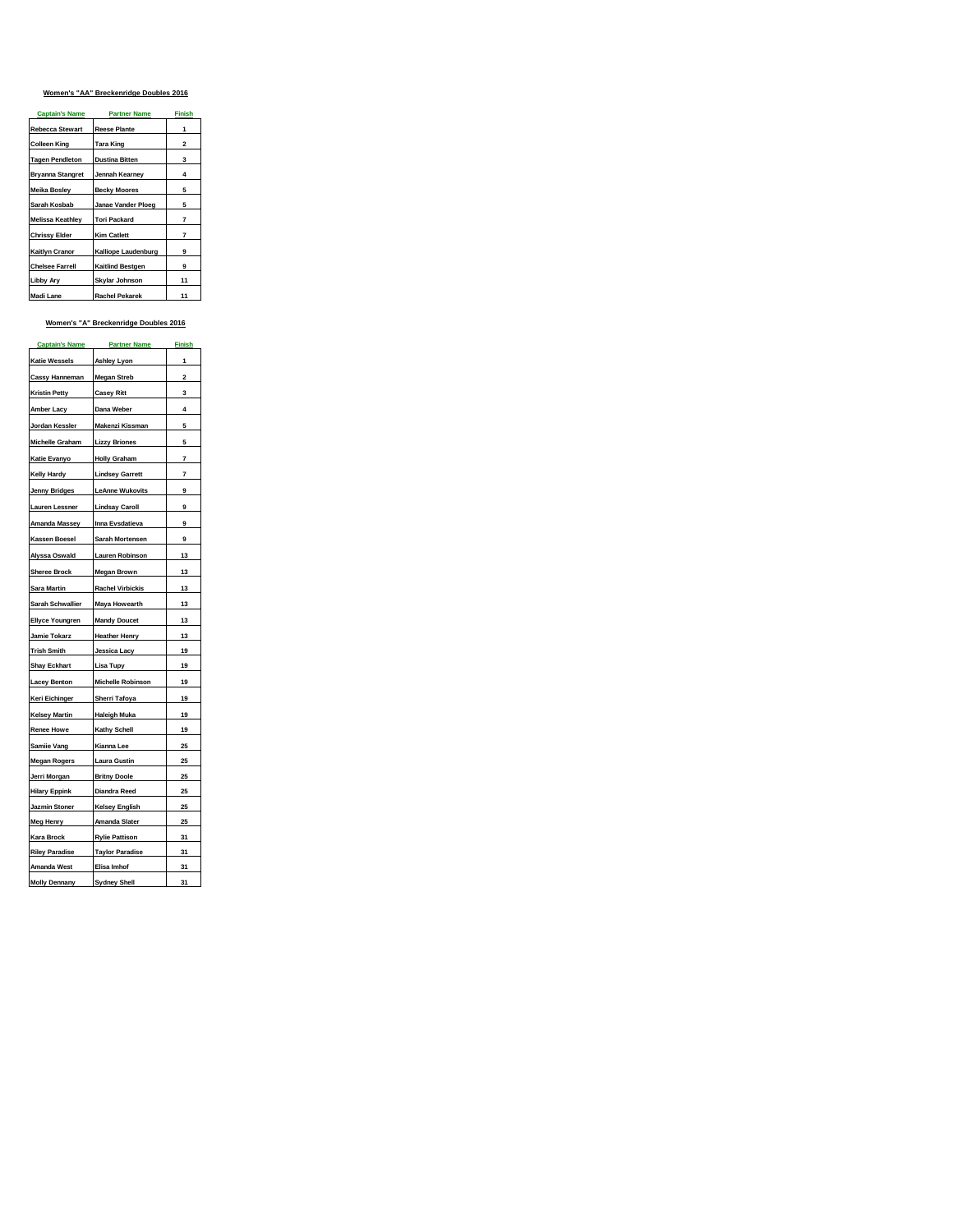**Women's "AA" Breckenridge Doubles 2016**

| Captain's Name | Partner Name | Finish |
|---|---|---|
| Rebecca Stewart | Reese Plante | 1 |
| Colleen King | Tara King | 2 |
| Tagen Pendleton | Dustina Bitten | 3 |
| Bryanna Stangret | Jennah Kearney | 4 |
| Meika Bosley | Becky Moores | 5 |
| Sarah Kosbab | Janae Vander Ploeg | 5 |
| Melissa Keathley | Tori Packard | 7 |
| Chrissy Elder | Kim Catlett | 7 |
| Kaitlyn Cranor | Kalliope Laudenburg | 9 |
| Chelsee Farrell | Kaitlind Bestgen | 9 |
| Libby Ary | Skylar Johnson | 11 |
| Madi Lane | Rachel Pekarek | 11 |

**Women's "A" Breckenridge Doubles 2016**

| Captain's Name | Partner Name | Finish |
|---|---|---|
| Katie Wessels | Ashley Lyon | 1 |
| Cassy Hanneman | Megan Streb | 2 |
| Kristin Petty | Casey Ritt | 3 |
| Amber Lacy | Dana Weber | 4 |
| Jordan Kessler | Makenzi Kissman | 5 |
| Michelle Graham | Lizzy Briones | 5 |
| Katie Evanyo | Holly Graham | 7 |
| Kelly Hardy | Lindsey Garrett | 7 |
| Jenny Bridges | LeAnne Wukovits | 9 |
| Lauren Lessner | Lindsay Caroll | 9 |
| Amanda Massey | Inna Evsdatieva | 9 |
| Kassen Boesel | Sarah Mortensen | 9 |
| Alyssa Oswald | Lauren Robinson | 13 |
| Sheree Brock | Megan Brown | 13 |
| Sara Martin | Rachel Virbickis | 13 |
| Sarah Schwallier | Maya Howearth | 13 |
| Ellyce Youngren | Mandy Doucet | 13 |
| Jamie Tokarz | Heather Henry | 13 |
| Trish Smith | Jessica Lacy | 19 |
| Shay Eckhart | Lisa Tupy | 19 |
| Lacey Benton | Michelle Robinson | 19 |
| Keri Eichinger | Sherri Tafoya | 19 |
| Kelsey Martin | Haleigh Muka | 19 |
| Renee Howe | Kathy Schell | 19 |
| Samiie Vang | Kianna Lee | 25 |
| Megan Rogers | Laura Gustin | 25 |
| Jerri Morgan | Britny Doole | 25 |
| Hilary Eppink | Diandra Reed | 25 |
| Jazmin Stoner | Kelsey English | 25 |
| Meg Henry | Amanda Slater | 25 |
| Kara Brock | Rylie Pattison | 31 |
| Riley Paradise | Taylor Paradise | 31 |
| Amanda West | Elisa Imhof | 31 |
| Molly Dennany | Sydney Shell | 31 |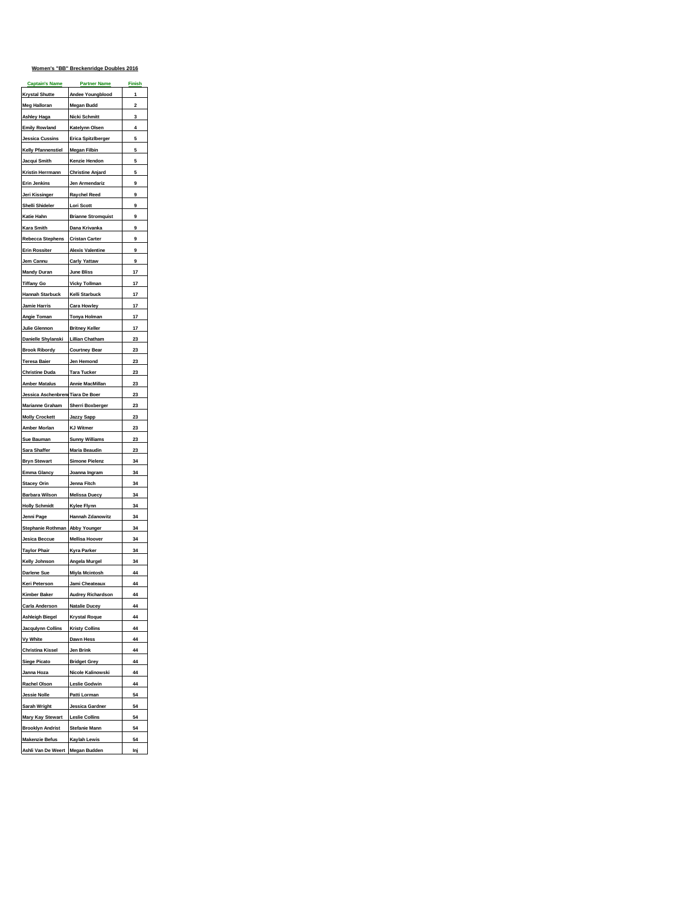**Women's "BB" Breckenridge Doubles 2016**

| Captain's Name | Partner Name | Finish |
|---|---|---|
| Krystal Shutte | Andee Youngblood | 1 |
| Meg Halloran | Megan Budd | 2 |
| Ashley Haga | Nicki Schmitt | 3 |
| Emily Rowland | Katelynn Olsen | 4 |
| Jessica Cussins | Erica Spitzlberger | 5 |
| Kelly Pfannenstiel | Megan Filbin | 5 |
| Jacqui Smith | Kenzie Hendon | 5 |
| Kristin Herrmann | Christine Anjard | 5 |
| Erin Jenkins | Jen Armendariz | 9 |
| Jeri Kissinger | Raychel Reed | 9 |
| Shelli Shideler | Lori Scott | 9 |
| Katie Hahn | Brianne Stromquist | 9 |
| Kara Smith | Dana Krivanka | 9 |
| Rebecca Stephens | Cristan Carter | 9 |
| Erin Rossiter | Alexis Valentine | 9 |
| Jem Cannu | Carly Yattaw | 9 |
| Mandy Duran | June Bliss | 17 |
| Tiffany Go | Vicky Tollman | 17 |
| Hannah Starbuck | Kelli Starbuck | 17 |
| Jamie Harris | Cara Howley | 17 |
| Angie Toman | Tonya Holman | 17 |
| Julie Glennon | Britney Keller | 17 |
| Danielle Shylanski | Lillian Chatham | 23 |
| Brook Ribordy | Courtney Bear | 23 |
| Teresa Baier | Jen Hemond | 23 |
| Christine Duda | Tara Tucker | 23 |
| Amber Matalus | Annie MacMillan | 23 |
| Jessica Aschenbren | Tiara De Boer | 23 |
| Marianne Graham | Sherri Boxberger | 23 |
| Molly Crockett | Jazzy Sapp | 23 |
| Amber Morlan | KJ Witmer | 23 |
| Sue Bauman | Sunny Williams | 23 |
| Sara Shaffer | Maria Beaudin | 23 |
| Bryn Stewart | Simone Pielenz | 34 |
| Emma Glancy | Joanna Ingram | 34 |
| Stacey Orin | Jenna Fitch | 34 |
| Barbara Wilson | Melissa Duecy | 34 |
| Holly Schmidt | Kylee Flynn | 34 |
| Jenni Page | Hannah Zdanowitz | 34 |
| Stephanie Rothman | Abby Younger | 34 |
| Jesica Beccue | Mellisa Hoover | 34 |
| Taylor Phair | Kyra Parker | 34 |
| Kelly Johnson | Angela Murgel | 34 |
| Darlene Sue | Miyla Mcintosh | 44 |
| Keri Peterson | Jami Cheateaux | 44 |
| Kimber Baker | Audrey Richardson | 44 |
| Carla Anderson | Natalie Ducey | 44 |
| Ashleigh Biegel | Krystal Roque | 44 |
| Jacqulynn Collins | Kristy Collins | 44 |
| Vy White | Dawn Hess | 44 |
| Christina Kissel | Jen Brink | 44 |
| Siege Picato | Bridget Grey | 44 |
| Janna Hoza | Nicole Kalinowski | 44 |
| Rachel Olson | Leslie Godwin | 44 |
| Jessie Nolle | Patti Lorman | 54 |
| Sarah Wright | Jessica Gardner | 54 |
| Mary Kay Stewart | Leslie Collins | 54 |
| Brooklyn Andrist | Stefanie Mann | 54 |
| Makenzie Befus | Kaylah Lewis | 54 |
| Ashli Van De Weert | Megan Budden | Inj |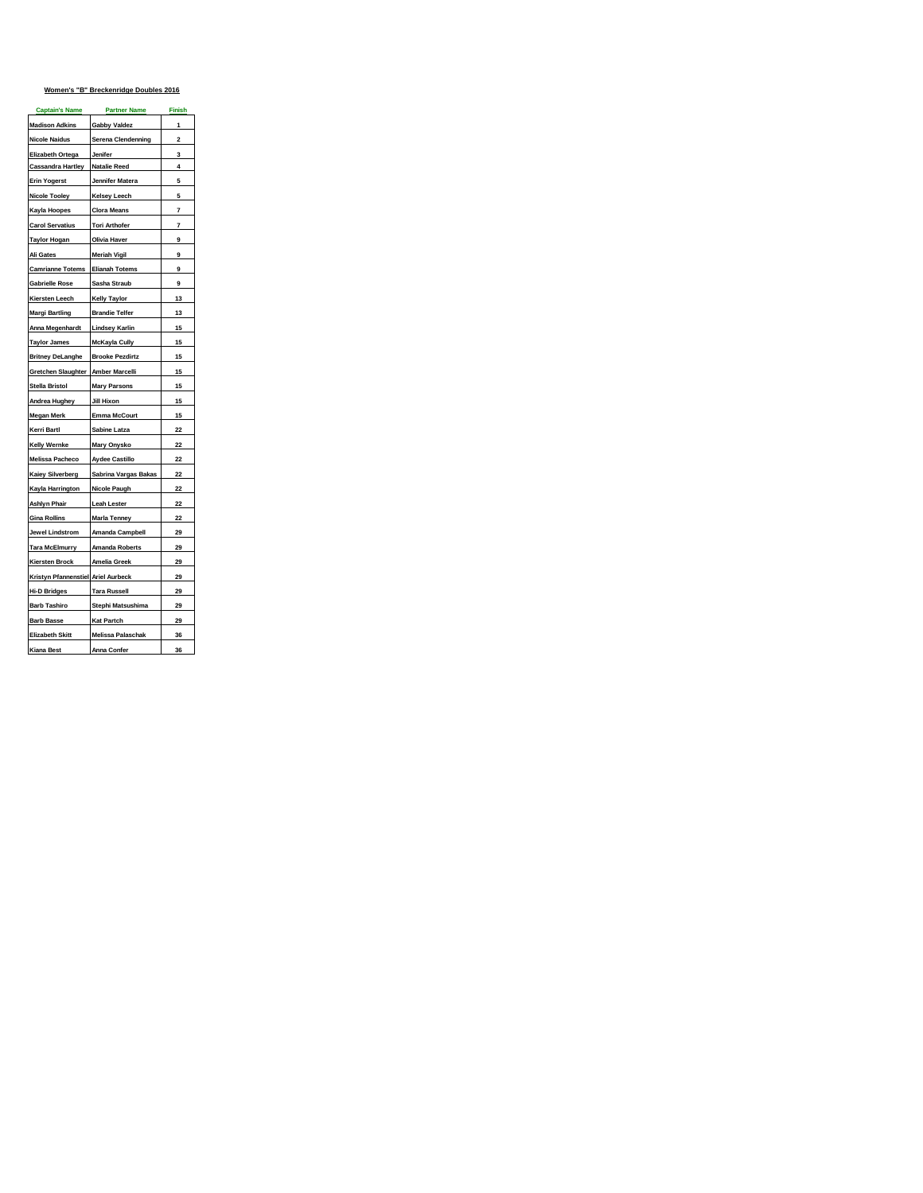**Women's "B" Breckenridge Doubles 2016**

| Captain's Name | Partner Name | Finish |
|---|---|---|
| Madison Adkins | Gabby Valdez | 1 |
| Nicole Naidus | Serena Clendenning | 2 |
| Elizabeth Ortega | Jenifer | 3 |
| Cassandra Hartley | Natalie Reed | 4 |
| Erin Yogerst | Jennifer Matera | 5 |
| Nicole Tooley | Kelsey Leech | 5 |
| Kayla Hoopes | Clora Means | 7 |
| Carol Servatius | Tori Arthofer | 7 |
| Taylor Hogan | Olivia Haver | 9 |
| Ali Gates | Meriah Vigil | 9 |
| Camrianne Totems | Elianah Totems | 9 |
| Gabrielle Rose | Sasha Straub | 9 |
| Kiersten Leech | Kelly Taylor | 13 |
| Margi Bartling | Brandie Telfer | 13 |
| Anna Megenhardt | Lindsey Karlin | 15 |
| Taylor James | McKayla Cully | 15 |
| Britney DeLanghe | Brooke Pezdirtz | 15 |
| Gretchen Slaughter | Amber Marcelli | 15 |
| Stella Bristol | Mary Parsons | 15 |
| Andrea Hughey | Jill Hixon | 15 |
| Megan Merk | Emma McCourt | 15 |
| Kerri Bartl | Sabine Latza | 22 |
| Kelly Wernke | Mary Onysko | 22 |
| Melissa Pacheco | Aydee Castillo | 22 |
| Kaiey Silverberg | Sabrina Vargas Bakas | 22 |
| Kayla Harrington | Nicole Paugh | 22 |
| Ashlyn Phair | Leah Lester | 22 |
| Gina Rollins | Marla Tenney | 22 |
| Jewel Lindstrom | Amanda Campbell | 29 |
| Tara McElmurry | Amanda Roberts | 29 |
| Kiersten Brock | Amelia Greek | 29 |
| Kristyn Pfannenstiel | Ariel Aurbeck | 29 |
| Hi-D Bridges | Tara Russell | 29 |
| Barb Tashiro | Stephi Matsushima | 29 |
| Barb Basse | Kat Partch | 29 |
| Elizabeth Skitt | Melissa Palaschak | 36 |
| Kiana Best | Anna Confer | 36 |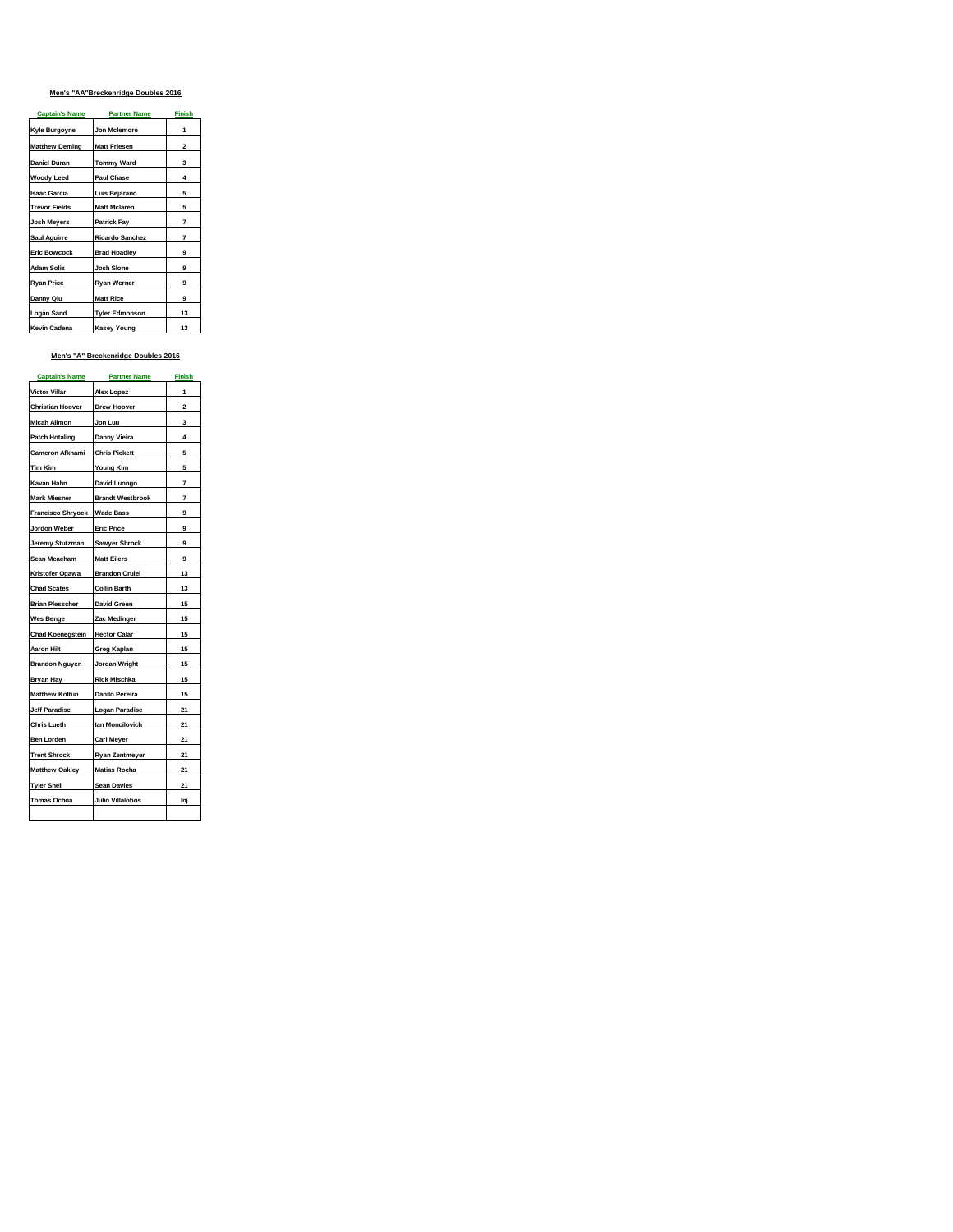**Men's "AA"Breckenridge Doubles 2016**

| Captain's Name | Partner Name | Finish |
|---|---|---|
| Kyle Burgoyne | Jon Mclemore | 1 |
| Matthew Deming | Matt Friesen | 2 |
| Daniel Duran | Tommy Ward | 3 |
| Woody Leed | Paul Chase | 4 |
| Isaac Garcia | Luis Bejarano | 5 |
| Trevor Fields | Matt Mclaren | 5 |
| Josh Meyers | Patrick Fay | 7 |
| Saul Aguirre | Ricardo Sanchez | 7 |
| Eric Bowcock | Brad Hoadley | 9 |
| Adam Soliz | Josh Slone | 9 |
| Ryan Price | Ryan Werner | 9 |
| Danny Qiu | Matt Rice | 9 |
| Logan Sand | Tyler Edmonson | 13 |
| Kevin Cadena | Kasey Young | 13 |

**Men's "A" Breckenridge Doubles 2016**

| Captain's Name | Partner Name | Finish |
|---|---|---|
| Victor Villar | Alex Lopez | 1 |
| Christian Hoover | Drew Hoover | 2 |
| Micah Allmon | Jon Luu | 3 |
| Patch Hotaling | Danny Vieira | 4 |
| Cameron Afkhami | Chris Pickett | 5 |
| Tim Kim | Young Kim | 5 |
| Kavan Hahn | David Luongo | 7 |
| Mark Miesner | Brandt Westbrook | 7 |
| Francisco Shryock | Wade Bass | 9 |
| Jordon Weber | Eric Price | 9 |
| Jeremy Stutzman | Sawyer Shrock | 9 |
| Sean Meacham | Matt Eilers | 9 |
| Kristofer Ogawa | Brandon Cruiel | 13 |
| Chad Scates | Collin Barth | 13 |
| Brian Plesscher | David Green | 15 |
| Wes Benge | Zac Medinger | 15 |
| Chad Koenegstein | Hector Calar | 15 |
| Aaron Hilt | Greg Kaplan | 15 |
| Brandon Nguyen | Jordan Wright | 15 |
| Bryan Hay | Rick Mischka | 15 |
| Matthew Koltun | Danilo Pereira | 15 |
| Jeff Paradise | Logan Paradise | 21 |
| Chris Lueth | Ian Moncilovich | 21 |
| Ben Lorden | Carl Meyer | 21 |
| Trent Shrock | Ryan Zentmeyer | 21 |
| Matthew Oakley | Matias Rocha | 21 |
| Tyler Shell | Sean Davies | 21 |
| Tomas Ochoa | Julio Villalobos | Inj |
| | | |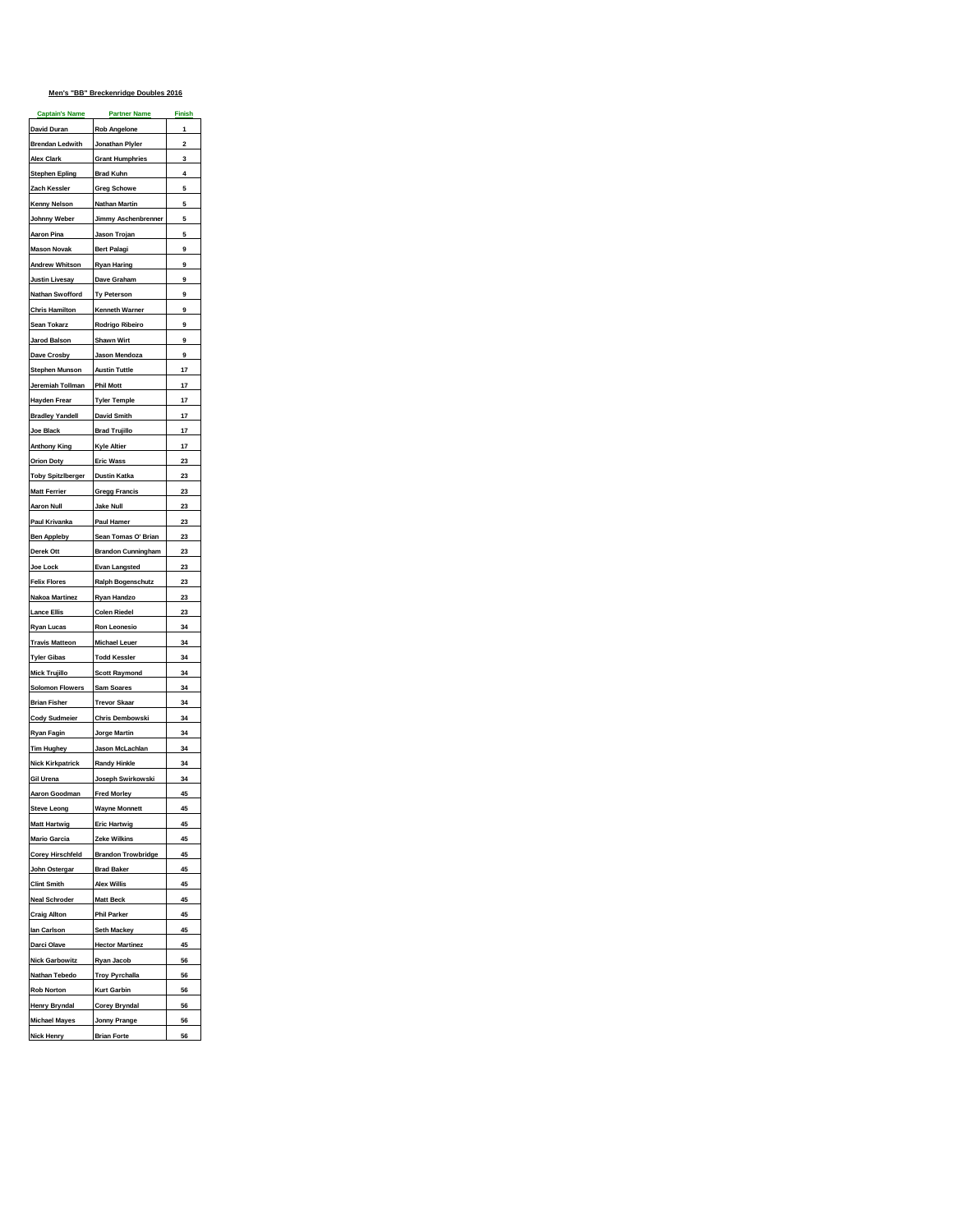## Men's "BB" Breckenridge Doubles 2016

| Captain's Name | Partner Name | Finish |
|---|---|---|
| David Duran | Rob Angelone | 1 |
| Brendan Ledwith | Jonathan Plyler | 2 |
| Alex Clark | Grant Humphries | 3 |
| Stephen Epling | Brad Kuhn | 4 |
| Zach Kessler | Greg Schowe | 5 |
| Kenny Nelson | Nathan Martin | 5 |
| Johnny Weber | Jimmy Aschenbrenner | 5 |
| Aaron Pina | Jason Trojan | 5 |
| Mason Novak | Bert Palagi | 9 |
| Andrew Whitson | Ryan Haring | 9 |
| Justin Livesay | Dave Graham | 9 |
| Nathan Swofford | Ty Peterson | 9 |
| Chris Hamilton | Kenneth Warner | 9 |
| Sean Tokarz | Rodrigo Ribeiro | 9 |
| Jarod Balson | Shawn Wirt | 9 |
| Dave Crosby | Jason Mendoza | 9 |
| Stephen Munson | Austin Tuttle | 17 |
| Jeremiah Tollman | Phil Mott | 17 |
| Hayden Frear | Tyler Temple | 17 |
| Bradley Yandell | David Smith | 17 |
| Joe Black | Brad Trujillo | 17 |
| Anthony King | Kyle Altier | 17 |
| Orion Doty | Eric Wass | 23 |
| Toby Spitzlberger | Dustin Katka | 23 |
| Matt Ferrier | Gregg Francis | 23 |
| Aaron Null | Jake Null | 23 |
| Paul Krivanka | Paul Hamer | 23 |
| Ben Appleby | Sean Tomas O' Brian | 23 |
| Derek Ott | Brandon Cunningham | 23 |
| Joe Lock | Evan Langsted | 23 |
| Felix Flores | Ralph Bogenschutz | 23 |
| Nakoa Martinez | Ryan Handzo | 23 |
| Lance Ellis | Colen Riedel | 23 |
| Ryan Lucas | Ron Leonesio | 34 |
| Travis Matteon | Michael Leuer | 34 |
| Tyler Gibas | Todd Kessler | 34 |
| Mick Trujillo | Scott Raymond | 34 |
| Solomon Flowers | Sam Soares | 34 |
| Brian Fisher | Trevor Skaar | 34 |
| Cody Sudmeier | Chris Dembowski | 34 |
| Ryan Fagin | Jorge Martin | 34 |
| Tim Hughey | Jason McLachlan | 34 |
| Nick Kirkpatrick | Randy Hinkle | 34 |
| Gil Urena | Joseph Swirkowski | 34 |
| Aaron Goodman | Fred Morley | 45 |
| Steve Leong | Wayne Monnett | 45 |
| Matt Hartwig | Eric Hartwig | 45 |
| Mario Garcia | Zeke Wilkins | 45 |
| Corey Hirschfeld | Brandon Trowbridge | 45 |
| John Ostergar | Brad Baker | 45 |
| Clint Smith | Alex Willis | 45 |
| Neal Schroder | Matt Beck | 45 |
| Craig Allton | Phil Parker | 45 |
| Ian Carlson | Seth Mackey | 45 |
| Darci Olave | Hector Martinez | 45 |
| Nick Garbowitz | Ryan Jacob | 56 |
| Nathan Tebedo | Troy Pyrchalla | 56 |
| Rob Norton | Kurt Garbin | 56 |
| Henry Bryndal | Corey Bryndal | 56 |
| Michael Mayes | Jonny Prange | 56 |
| Nick Henry | Brian Forte | 56 |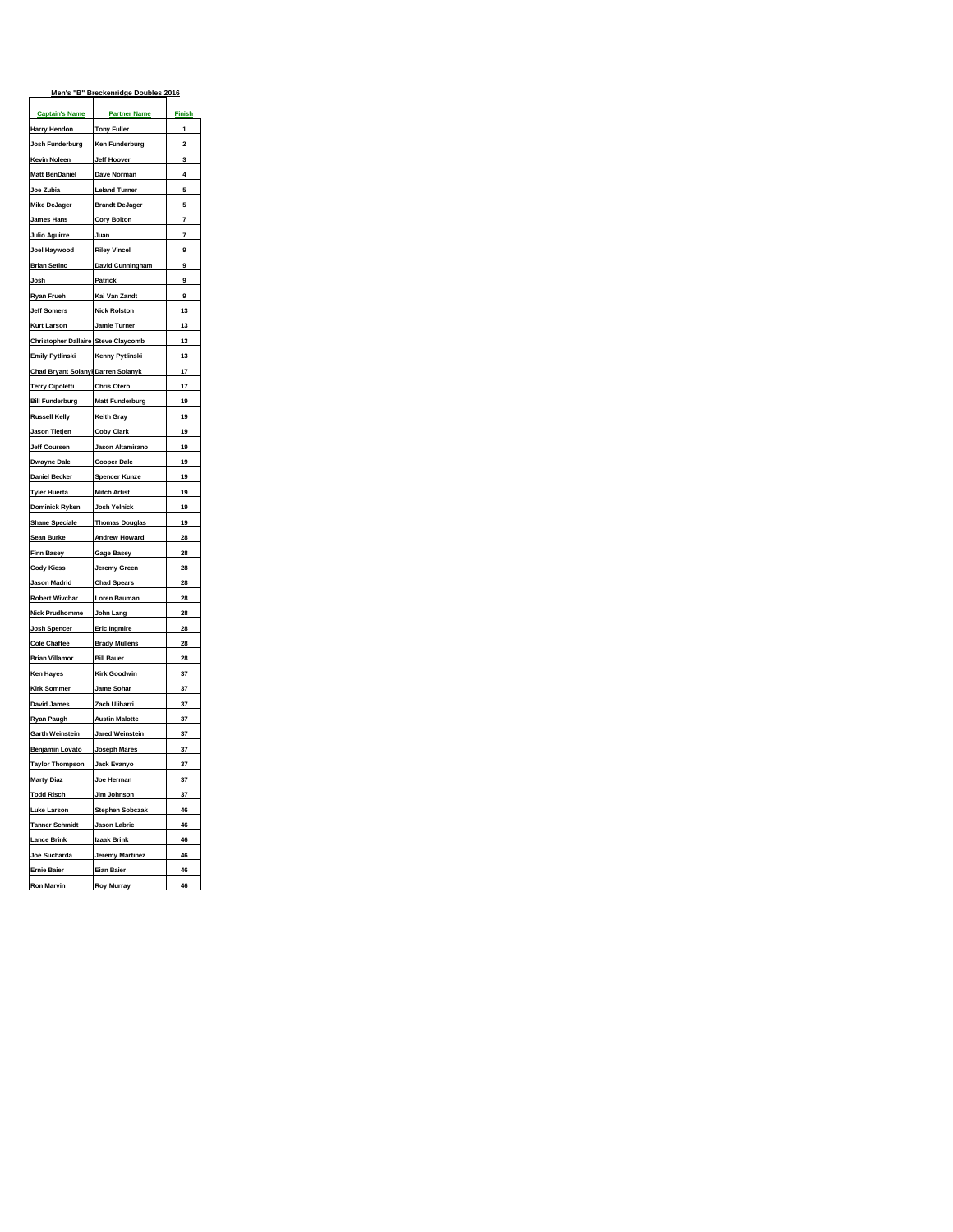## Men's "B" Breckenridge Doubles 2016

| Captain's Name | Partner Name | Finish |
| --- | --- | --- |
| Harry Hendon | Tony Fuller | 1 |
| Josh Funderburg | Ken Funderburg | 2 |
| Kevin Noleen | Jeff Hoover | 3 |
| Matt BenDaniel | Dave Norman | 4 |
| Joe Zubia | Leland Turner | 5 |
| Mike DeJager | Brandt DeJager | 5 |
| James Hans | Cory Bolton | 7 |
| Julio Aguirre | Juan | 7 |
| Joel Haywood | Riley Vincel | 9 |
| Brian Setinc | David Cunningham | 9 |
| Josh | Patrick | 9 |
| Ryan Frueh | Kai Van Zandt | 9 |
| Jeff Somers | Nick Rolston | 13 |
| Kurt Larson | Jamie Turner | 13 |
| Christopher Dallaire | Steve Claycomb | 13 |
| Emily Pytlinski | Kenny Pytlinski | 13 |
| Chad Bryant Solanyk | Darren Solanyk | 17 |
| Terry Cipoletti | Chris Otero | 17 |
| Bill Funderburg | Matt Funderburg | 19 |
| Russell Kelly | Keith Gray | 19 |
| Jason Tietjen | Coby Clark | 19 |
| Jeff Coursen | Jason Altamirano | 19 |
| Dwayne Dale | Cooper Dale | 19 |
| Daniel Becker | Spencer Kunze | 19 |
| Tyler Huerta | Mitch Artist | 19 |
| Dominick Ryken | Josh Yelnick | 19 |
| Shane Speciale | Thomas Douglas | 19 |
| Sean Burke | Andrew Howard | 28 |
| Finn Basey | Gage Basey | 28 |
| Cody Kiess | Jeremy Green | 28 |
| Jason Madrid | Chad Spears | 28 |
| Robert Wivchar | Loren Bauman | 28 |
| Nick Prudhomme | John Lang | 28 |
| Josh Spencer | Eric Ingmire | 28 |
| Cole Chaffee | Brady Mullens | 28 |
| Brian Villamor | Bill Bauer | 28 |
| Ken Hayes | Kirk Goodwin | 37 |
| Kirk Sommer | Jame Sohar | 37 |
| David James | Zach Ulibarri | 37 |
| Ryan Paugh | Austin Malotte | 37 |
| Garth Weinstein | Jared Weinstein | 37 |
| Benjamin Lovato | Joseph Mares | 37 |
| Taylor Thompson | Jack Evanyo | 37 |
| Marty Diaz | Joe Herman | 37 |
| Todd Risch | Jim Johnson | 37 |
| Luke Larson | Stephen Sobczak | 46 |
| Tanner Schmidt | Jason Labrie | 46 |
| Lance Brink | Izaak Brink | 46 |
| Joe Sucharda | Jeremy Martinez | 46 |
| Ernie Baier | Eian Baier | 46 |
| Ron Marvin | Roy Murray | 46 |